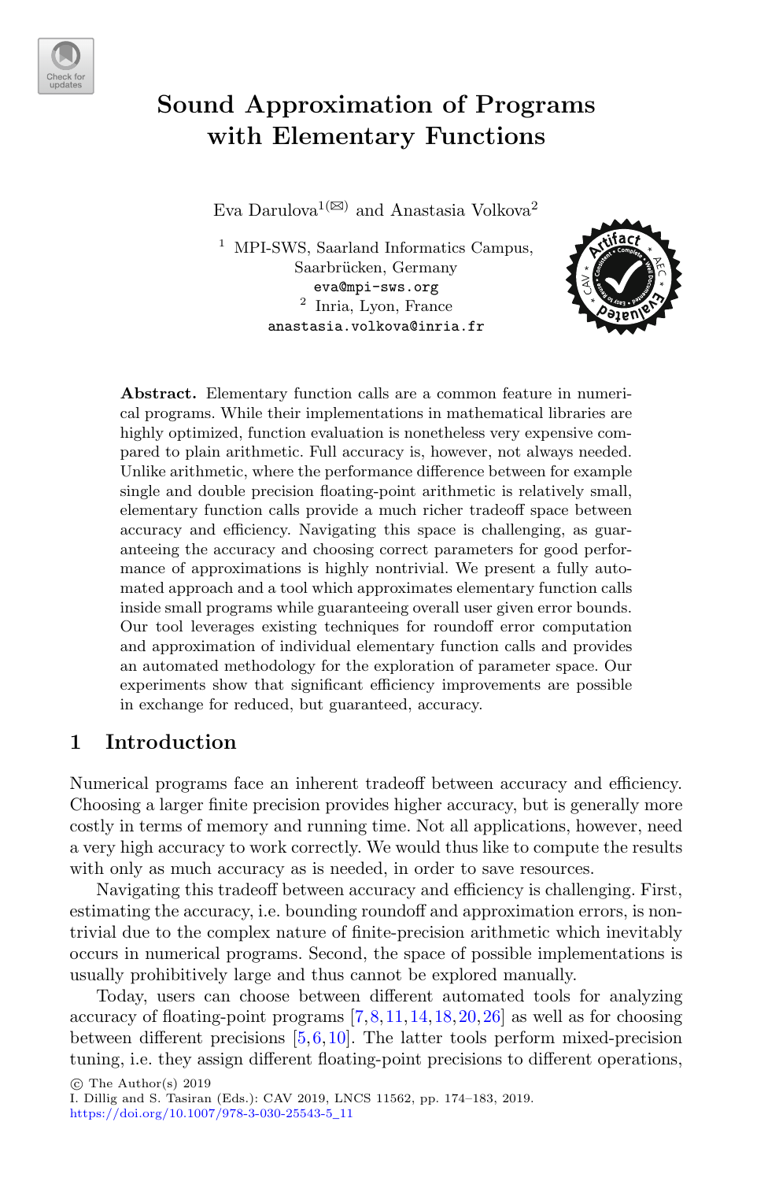# Sound Approximation of Programs with Elementary Functions

Eva Darulova[1](✉) and Anastasia Volkova[2]

[1] MPI-SWS, Saarland Informatics Campus, Saarbrücken, Germany
eva@mpi-sws.org

[2] Inria, Lyon, France
anastasia.volkova@inria.fr

**Abstract.** Elementary function calls are a common feature in numerical programs. While their implementations in mathematical libraries are highly optimized, function evaluation is nonetheless very expensive compared to plain arithmetic. Full accuracy is, however, not always needed. Unlike arithmetic, where the performance difference between for example single and double precision floating-point arithmetic is relatively small, elementary function calls provide a much richer tradeoff space between accuracy and efficiency. Navigating this space is challenging, as guaranteeing the accuracy and choosing correct parameters for good performance of approximations is highly nontrivial. We present a fully automated approach and a tool which approximates elementary function calls inside small programs while guaranteeing overall user given error bounds. Our tool leverages existing techniques for roundoff error computation and approximation of individual elementary function calls and provides an automated methodology for the exploration of parameter space. Our experiments show that significant efficiency improvements are possible in exchange for reduced, but guaranteed, accuracy.

## 1 Introduction

Numerical programs face an inherent tradeoff between accuracy and efficiency. Choosing a larger finite precision provides higher accuracy, but is generally more costly in terms of memory and running time. Not all applications, however, need a very high accuracy to work correctly. We would thus like to compute the results with only as much accuracy as is needed, in order to save resources.

Navigating this tradeoff between accuracy and efficiency is challenging. First, estimating the accuracy, i.e. bounding roundoff and approximation errors, is nontrivial due to the complex nature of finite-precision arithmetic which inevitably occurs in numerical programs. Second, the space of possible implementations is usually prohibitively large and thus cannot be explored manually.

Today, users can choose between different automated tools for analyzing accuracy of floating-point programs [7,8,11,14,18,20,26] as well as for choosing between different precisions [5,6,10]. The latter tools perform mixed-precision tuning, i.e. they assign different floating-point precisions to different operations,

© The Author(s) 2019
I. Dillig and S. Tasiran (Eds.): CAV 2019, LNCS 11562, pp. 174–183, 2019.
https://doi.org/10.1007/978-3-030-25543-5_11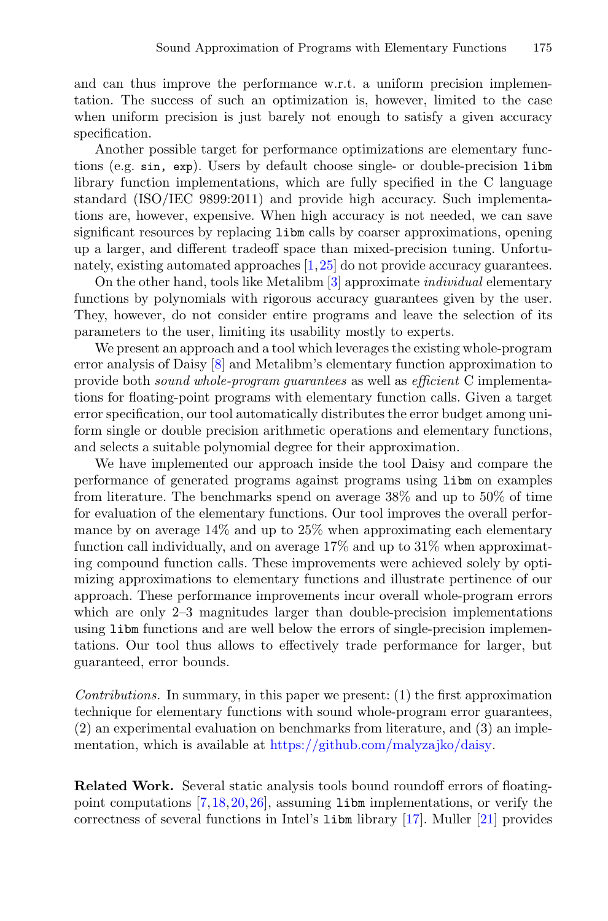and can thus improve the performance w.r.t. a uniform precision implementation. The success of such an optimization is, however, limited to the case when uniform precision is just barely not enough to satisfy a given accuracy specification.

Another possible target for performance optimizations are elementary functions (e.g. `sin, exp`). Users by default choose single- or double-precision `libm` library function implementations, which are fully specified in the C language standard (ISO/IEC 9899:2011) and provide high accuracy. Such implementations are, however, expensive. When high accuracy is not needed, we can save significant resources by replacing `libm` calls by coarser approximations, opening up a larger, and different tradeoff space than mixed-precision tuning. Unfortunately, existing automated approaches [1,25] do not provide accuracy guarantees.

On the other hand, tools like Metalibm [3] approximate *individual* elementary functions by polynomials with rigorous accuracy guarantees given by the user. They, however, do not consider entire programs and leave the selection of its parameters to the user, limiting its usability mostly to experts.

We present an approach and a tool which leverages the existing whole-program error analysis of Daisy [8] and Metalibm's elementary function approximation to provide both *sound whole-program guarantees* as well as *efficient* C implementations for floating-point programs with elementary function calls. Given a target error specification, our tool automatically distributes the error budget among uniform single or double precision arithmetic operations and elementary functions, and selects a suitable polynomial degree for their approximation.

We have implemented our approach inside the tool Daisy and compare the performance of generated programs against programs using `libm` on examples from literature. The benchmarks spend on average 38% and up to 50% of time for evaluation of the elementary functions. Our tool improves the overall performance by on average 14% and up to 25% when approximating each elementary function call individually, and on average 17% and up to 31% when approximating compound function calls. These improvements were achieved solely by optimizing approximations to elementary functions and illustrate pertinence of our approach. These performance improvements incur overall whole-program errors which are only 2–3 magnitudes larger than double-precision implementations using `libm` functions and are well below the errors of single-precision implementations. Our tool thus allows to effectively trade performance for larger, but guaranteed, error bounds.

*Contributions.* In summary, in this paper we present: (1) the first approximation technique for elementary functions with sound whole-program error guarantees, (2) an experimental evaluation on benchmarks from literature, and (3) an implementation, which is available at https://github.com/malyzajko/daisy.

**Related Work.** Several static analysis tools bound roundoff errors of floating-point computations [7,18,20,26], assuming `libm` implementations, or verify the correctness of several functions in Intel's `libm` library [17]. Muller [21] provides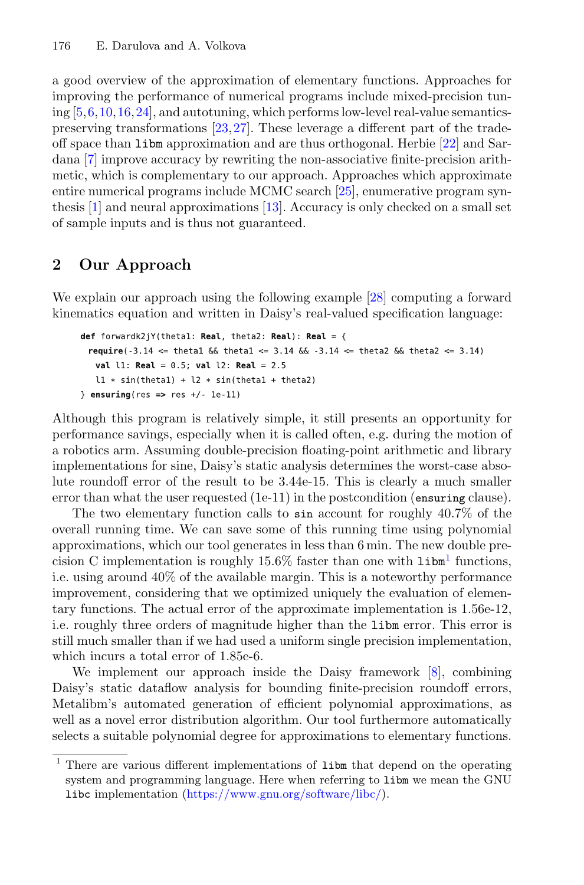a good overview of the approximation of elementary functions. Approaches for improving the performance of numerical programs include mixed-precision tuning [5,6,10,16,24], and autotuning, which performs low-level real-value semantics-preserving transformations [23,27]. These leverage a different part of the trade-off space than `libm` approximation and are thus orthogonal. Herbie [22] and Sardana [7] improve accuracy by rewriting the non-associative finite-precision arithmetic, which is complementary to our approach. Approaches which approximate entire numerical programs include MCMC search [25], enumerative program synthesis [1] and neural approximations [13]. Accuracy is only checked on a small set of sample inputs and is thus not guaranteed.

## 2 Our Approach

We explain our approach using the following example [28] computing a forward kinematics equation and written in Daisy's real-valued specification language:

```
def forwardk2jY(theta1: Real, theta2: Real): Real = {
  require(-3.14 <= theta1 && theta1 <= 3.14 && -3.14 <= theta2 && theta2 <= 3.14)
    val l1: Real = 0.5; val l2: Real = 2.5
    l1 * sin(theta1) + l2 * sin(theta1 + theta2)
} ensuring(res => res +/- 1e-11)
```

Although this program is relatively simple, it still presents an opportunity for performance savings, especially when it is called often, e.g. during the motion of a robotics arm. Assuming double-precision floating-point arithmetic and library implementations for sine, Daisy's static analysis determines the worst-case absolute roundoff error of the result to be 3.44e-15. This is clearly a much smaller error than what the user requested (1e-11) in the postcondition (`ensuring` clause).

The two elementary function calls to `sin` account for roughly 40.7% of the overall running time. We can save some of this running time using polynomial approximations, which our tool generates in less than 6 min. The new double precision C implementation is roughly 15.6% faster than one with `libm`[1] functions, i.e. using around 40% of the available margin. This is a noteworthy performance improvement, considering that we optimized uniquely the evaluation of elementary functions. The actual error of the approximate implementation is 1.56e-12, i.e. roughly three orders of magnitude higher than the `libm` error. This error is still much smaller than if we had used a uniform single precision implementation, which incurs a total error of 1.85e-6.

We implement our approach inside the Daisy framework [8], combining Daisy's static dataflow analysis for bounding finite-precision roundoff errors, Metalibm's automated generation of efficient polynomial approximations, as well as a novel error distribution algorithm. Our tool furthermore automatically selects a suitable polynomial degree for approximations to elementary functions.

[1] There are various different implementations of `libm` that depend on the operating system and programming language. Here when referring to `libm` we mean the GNU `libc` implementation (https://www.gnu.org/software/libc/).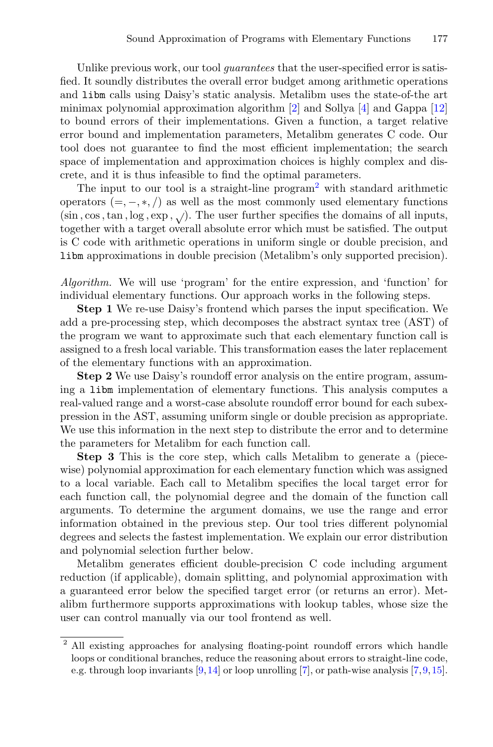Unlike previous work, our tool *guarantees* that the user-specified error is satisfied. It soundly distributes the overall error budget among arithmetic operations and `libm` calls using Daisy's static analysis. Metalibm uses the state-of-the art minimax polynomial approximation algorithm [2] and Sollya [4] and Gappa [12] to bound errors of their implementations. Given a function, a target relative error bound and implementation parameters, Metalibm generates C code. Our tool does not guarantee to find the most efficient implementation; the search space of implementation and approximation choices is highly complex and discrete, and it is thus infeasible to find the optimal parameters.

The input to our tool is a straight-line program[2] with standard arithmetic operators ($=, -, *, /$) as well as the most commonly used elementary functions ($\sin, \cos, \tan, \log, \exp, \sqrt{}$). The user further specifies the domains of all inputs, together with a target overall absolute error which must be satisfied. The output is C code with arithmetic operations in uniform single or double precision, and `libm` approximations in double precision (Metalibm's only supported precision).

*Algorithm.* We will use 'program' for the entire expression, and 'function' for individual elementary functions. Our approach works in the following steps.

**Step 1** We re-use Daisy's frontend which parses the input specification. We add a pre-processing step, which decomposes the abstract syntax tree (AST) of the program we want to approximate such that each elementary function call is assigned to a fresh local variable. This transformation eases the later replacement of the elementary functions with an approximation.

**Step 2** We use Daisy's roundoff error analysis on the entire program, assuming a `libm` implementation of elementary functions. This analysis computes a real-valued range and a worst-case absolute roundoff error bound for each subexpression in the AST, assuming uniform single or double precision as appropriate. We use this information in the next step to distribute the error and to determine the parameters for Metalibm for each function call.

**Step 3** This is the core step, which calls Metalibm to generate a (piecewise) polynomial approximation for each elementary function which was assigned to a local variable. Each call to Metalibm specifies the local target error for each function call, the polynomial degree and the domain of the function call arguments. To determine the argument domains, we use the range and error information obtained in the previous step. Our tool tries different polynomial degrees and selects the fastest implementation. We explain our error distribution and polynomial selection further below.

Metalibm generates efficient double-precision C code including argument reduction (if applicable), domain splitting, and polynomial approximation with a guaranteed error below the specified target error (or returns an error). Metalibm furthermore supports approximations with lookup tables, whose size the user can control manually via our tool frontend as well.

---

[2] All existing approaches for analysing floating-point roundoff errors which handle loops or conditional branches, reduce the reasoning about errors to straight-line code, e.g. through loop invariants [9,14] or loop unrolling [7], or path-wise analysis [7,9,15].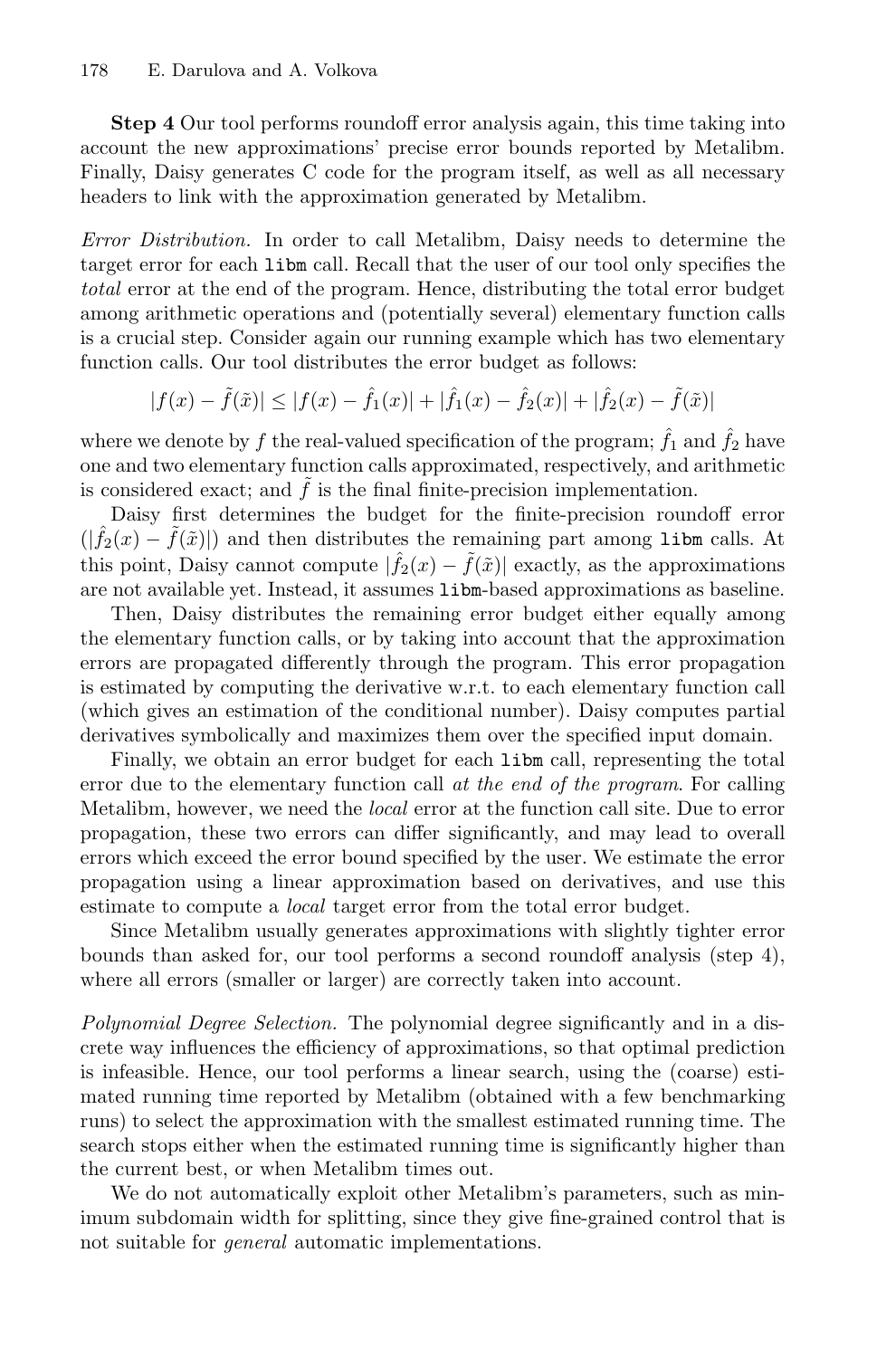**Step 4** Our tool performs roundoff error analysis again, this time taking into account the new approximations' precise error bounds reported by Metalibm. Finally, Daisy generates C code for the program itself, as well as all necessary headers to link with the approximation generated by Metalibm.

*Error Distribution.* In order to call Metalibm, Daisy needs to determine the target error for each `libm` call. Recall that the user of our tool only specifies the *total* error at the end of the program. Hence, distributing the total error budget among arithmetic operations and (potentially several) elementary function calls is a crucial step. Consider again our running example which has two elementary function calls. Our tool distributes the error budget as follows:

$$|f(x) - \tilde{f}(\tilde{x})| \leq |f(x) - \hat{f}_1(x)| + |\hat{f}_1(x) - \hat{f}_2(x)| + |\hat{f}_2(x) - \tilde{f}(\tilde{x})|$$

where we denote by $f$ the real-valued specification of the program; $\hat{f}_1$ and $\hat{f}_2$ have one and two elementary function calls approximated, respectively, and arithmetic is considered exact; and $\tilde{f}$ is the final finite-precision implementation.

Daisy first determines the budget for the finite-precision roundoff error ($|\hat{f}_2(x) - \tilde{f}(\tilde{x})|$) and then distributes the remaining part among `libm` calls. At this point, Daisy cannot compute $|\hat{f}_2(x) - \tilde{f}(\tilde{x})|$ exactly, as the approximations are not available yet. Instead, it assumes `libm`-based approximations as baseline.

Then, Daisy distributes the remaining error budget either equally among the elementary function calls, or by taking into account that the approximation errors are propagated differently through the program. This error propagation is estimated by computing the derivative w.r.t. to each elementary function call (which gives an estimation of the conditional number). Daisy computes partial derivatives symbolically and maximizes them over the specified input domain.

Finally, we obtain an error budget for each `libm` call, representing the total error due to the elementary function call *at the end of the program*. For calling Metalibm, however, we need the *local* error at the function call site. Due to error propagation, these two errors can differ significantly, and may lead to overall errors which exceed the error bound specified by the user. We estimate the error propagation using a linear approximation based on derivatives, and use this estimate to compute a *local* target error from the total error budget.

Since Metalibm usually generates approximations with slightly tighter error bounds than asked for, our tool performs a second roundoff analysis (step 4), where all errors (smaller or larger) are correctly taken into account.

*Polynomial Degree Selection.* The polynomial degree significantly and in a discrete way influences the efficiency of approximations, so that optimal prediction is infeasible. Hence, our tool performs a linear search, using the (coarse) estimated running time reported by Metalibm (obtained with a few benchmarking runs) to select the approximation with the smallest estimated running time. The search stops either when the estimated running time is significantly higher than the current best, or when Metalibm times out.

We do not automatically exploit other Metalibm's parameters, such as minimum subdomain width for splitting, since they give fine-grained control that is not suitable for *general* automatic implementations.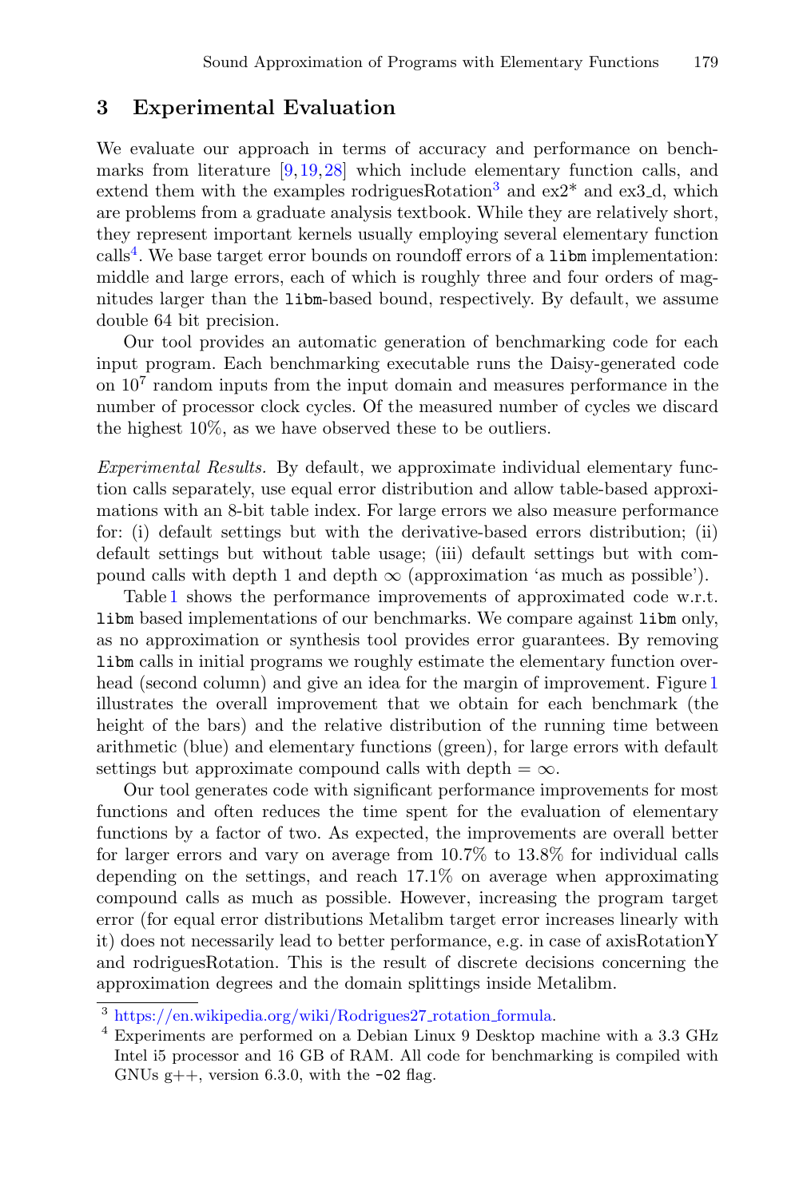## 3 Experimental Evaluation

We evaluate our approach in terms of accuracy and performance on benchmarks from literature [9,19,28] which include elementary function calls, and extend them with the examples rodriguesRotation[3] and ex2* and ex3_d, which are problems from a graduate analysis textbook. While they are relatively short, they represent important kernels usually employing several elementary function calls[4]. We base target error bounds on roundoff errors of a `libm` implementation: middle and large errors, each of which is roughly three and four orders of magnitudes larger than the `libm`-based bound, respectively. By default, we assume double 64 bit precision.

Our tool provides an automatic generation of benchmarking code for each input program. Each benchmarking executable runs the Daisy-generated code on $10^7$ random inputs from the input domain and measures performance in the number of processor clock cycles. Of the measured number of cycles we discard the highest 10%, as we have observed these to be outliers.

*Experimental Results.* By default, we approximate individual elementary function calls separately, use equal error distribution and allow table-based approximations with an 8-bit table index. For large errors we also measure performance for: (i) default settings but with the derivative-based errors distribution; (ii) default settings but without table usage; (iii) default settings but with compound calls with depth 1 and depth $\infty$ (approximation 'as much as possible').

Table 1 shows the performance improvements of approximated code w.r.t. `libm` based implementations of our benchmarks. We compare against `libm` only, as no approximation or synthesis tool provides error guarantees. By removing `libm` calls in initial programs we roughly estimate the elementary function overhead (second column) and give an idea for the margin of improvement. Figure 1 illustrates the overall improvement that we obtain for each benchmark (the height of the bars) and the relative distribution of the running time between arithmetic (blue) and elementary functions (green), for large errors with default settings but approximate compound calls with depth = $\infty$.

Our tool generates code with significant performance improvements for most functions and often reduces the time spent for the evaluation of elementary functions by a factor of two. As expected, the improvements are overall better for larger errors and vary on average from 10.7% to 13.8% for individual calls depending on the settings, and reach 17.1% on average when approximating compound calls as much as possible. However, increasing the program target error (for equal error distributions Metalibm target error increases linearly with it) does not necessarily lead to better performance, e.g. in case of axisRotationY and rodriguesRotation. This is the result of discrete decisions concerning the approximation degrees and the domain splittings inside Metalibm.

---

[3] https://en.wikipedia.org/wiki/Rodrigues27_rotation_formula.

[4] Experiments are performed on a Debian Linux 9 Desktop machine with a 3.3 GHz Intel i5 processor and 16 GB of RAM. All code for benchmarking is compiled with GNUs g++, version 6.3.0, with the `-O2` flag.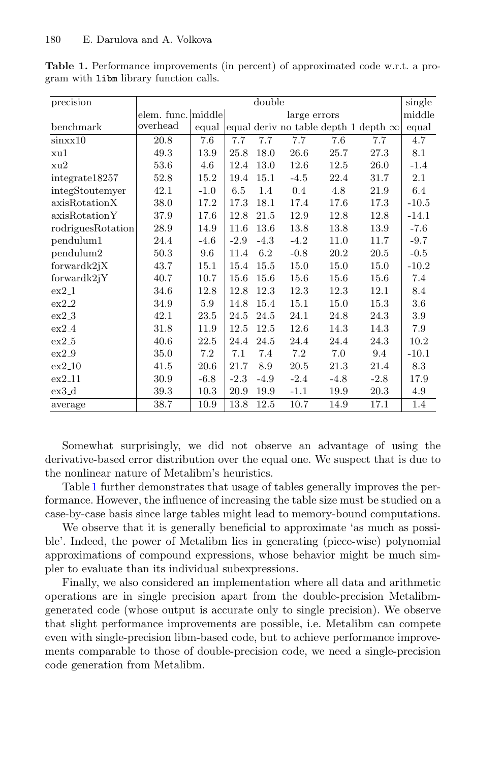**Table 1.** Performance improvements (in percent) of approximated code w.r.t. a program with `libm` library function calls.

| precision | double | | | | | | | single |
|---|---|---|---|---|---|---|---|---|
| | elem. func. | middle | large errors | | | | | middle |
| benchmark | overhead | equal | equal | deriv | no table | depth 1 | depth $\infty$ | equal |
| sinxx10 | 20.8 | 7.6 | 7.7 | 7.7 | 7.7 | 7.6 | 7.7 | 4.7 |
| xu1 | 49.3 | 13.9 | 25.8 | 18.0 | 26.6 | 25.7 | 27.3 | 8.1 |
| xu2 | 53.6 | 4.6 | 12.4 | 13.0 | 12.6 | 12.5 | 26.0 | -1.4 |
| integrate18257 | 52.8 | 15.2 | 19.4 | 15.1 | -4.5 | 22.4 | 31.7 | 2.1 |
| integStoutemyer | 42.1 | -1.0 | 6.5 | 1.4 | 0.4 | 4.8 | 21.9 | 6.4 |
| axisRotationX | 38.0 | 17.2 | 17.3 | 18.1 | 17.4 | 17.6 | 17.3 | -10.5 |
| axisRotationY | 37.9 | 17.6 | 12.8 | 21.5 | 12.9 | 12.8 | 12.8 | -14.1 |
| rodriguesRotation | 28.9 | 14.9 | 11.6 | 13.6 | 13.8 | 13.8 | 13.9 | -7.6 |
| pendulum1 | 24.4 | -4.6 | -2.9 | -4.3 | -4.2 | 11.0 | 11.7 | -9.7 |
| pendulum2 | 50.3 | 9.6 | 11.4 | 6.2 | -0.8 | 20.2 | 20.5 | -0.5 |
| forwardk2jX | 43.7 | 15.1 | 15.4 | 15.5 | 15.0 | 15.0 | 15.0 | -10.2 |
| forwardk2jY | 40.7 | 10.7 | 15.6 | 15.6 | 15.6 | 15.6 | 15.6 | 7.4 |
| ex2_1 | 34.6 | 12.8 | 12.8 | 12.3 | 12.3 | 12.3 | 12.1 | 8.4 |
| ex2_2 | 34.9 | 5.9 | 14.8 | 15.4 | 15.1 | 15.0 | 15.3 | 3.6 |
| ex2_3 | 42.1 | 23.5 | 24.5 | 24.5 | 24.1 | 24.8 | 24.3 | 3.9 |
| ex2_4 | 31.8 | 11.9 | 12.5 | 12.5 | 12.6 | 14.3 | 14.3 | 7.9 |
| ex2_5 | 40.6 | 22.5 | 24.4 | 24.5 | 24.4 | 24.4 | 24.3 | 10.2 |
| ex2_9 | 35.0 | 7.2 | 7.1 | 7.4 | 7.2 | 7.0 | 9.4 | -10.1 |
| ex2_10 | 41.5 | 20.6 | 21.7 | 8.9 | 20.5 | 21.3 | 21.4 | 8.3 |
| ex2_11 | 30.9 | -6.8 | -2.3 | -4.9 | -2.4 | -4.8 | -2.8 | 17.9 |
| ex3_d | 39.3 | 10.3 | 20.9 | 19.9 | -1.1 | 19.9 | 20.3 | 4.9 |
| average | 38.7 | 10.9 | 13.8 | 12.5 | 10.7 | 14.9 | 17.1 | 1.4 |

Somewhat surprisingly, we did not observe an advantage of using the derivative-based error distribution over the equal one. We suspect that is due to the nonlinear nature of Metalibm's heuristics.

Table 1 further demonstrates that usage of tables generally improves the performance. However, the influence of increasing the table size must be studied on a case-by-case basis since large tables might lead to memory-bound computations.

We observe that it is generally beneficial to approximate 'as much as possible'. Indeed, the power of Metalibm lies in generating (piece-wise) polynomial approximations of compound expressions, whose behavior might be much simpler to evaluate than its individual subexpressions.

Finally, we also considered an implementation where all data and arithmetic operations are in single precision apart from the double-precision Metalibm-generated code (whose output is accurate only to single precision). We observe that slight performance improvements are possible, i.e. Metalibm can compete even with single-precision libm-based code, but to achieve performance improvements comparable to those of double-precision code, we need a single-precision code generation from Metalibm.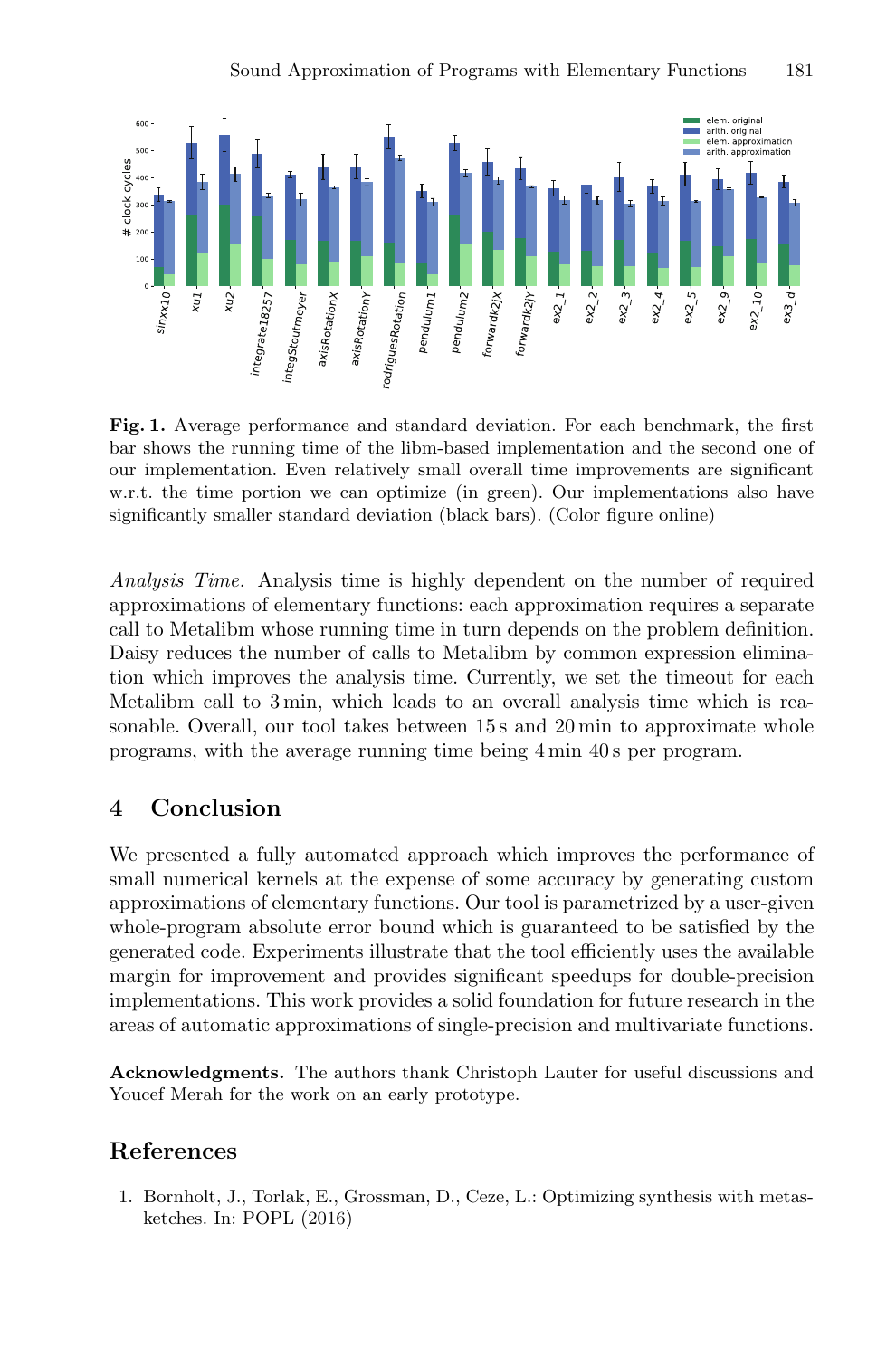**Fig. 1.** Average performance and standard deviation. For each benchmark, the first bar shows the running time of the libm-based implementation and the second one of our implementation. Even relatively small overall time improvements are significant w.r.t. the time portion we can optimize (in green). Our implementations also have significantly smaller standard deviation (black bars). (Color figure online)

*Analysis Time.* Analysis time is highly dependent on the number of required approximations of elementary functions: each approximation requires a separate call to Metalibm whose running time in turn depends on the problem definition. Daisy reduces the number of calls to Metalibm by common expression elimination which improves the analysis time. Currently, we set the timeout for each Metalibm call to 3 min, which leads to an overall analysis time which is reasonable. Overall, our tool takes between 15 s and 20 min to approximate whole programs, with the average running time being 4 min 40 s per program.

## 4 Conclusion

We presented a fully automated approach which improves the performance of small numerical kernels at the expense of some accuracy by generating custom approximations of elementary functions. Our tool is parametrized by a user-given whole-program absolute error bound which is guaranteed to be satisfied by the generated code. Experiments illustrate that the tool efficiently uses the available margin for improvement and provides significant speedups for double-precision implementations. This work provides a solid foundation for future research in the areas of automatic approximations of single-precision and multivariate functions.

**Acknowledgments.** The authors thank Christoph Lauter for useful discussions and Youcef Merah for the work on an early prototype.

## References

1. Bornholt, J., Torlak, E., Grossman, D., Ceze, L.: Optimizing synthesis with metasketches. In: POPL (2016)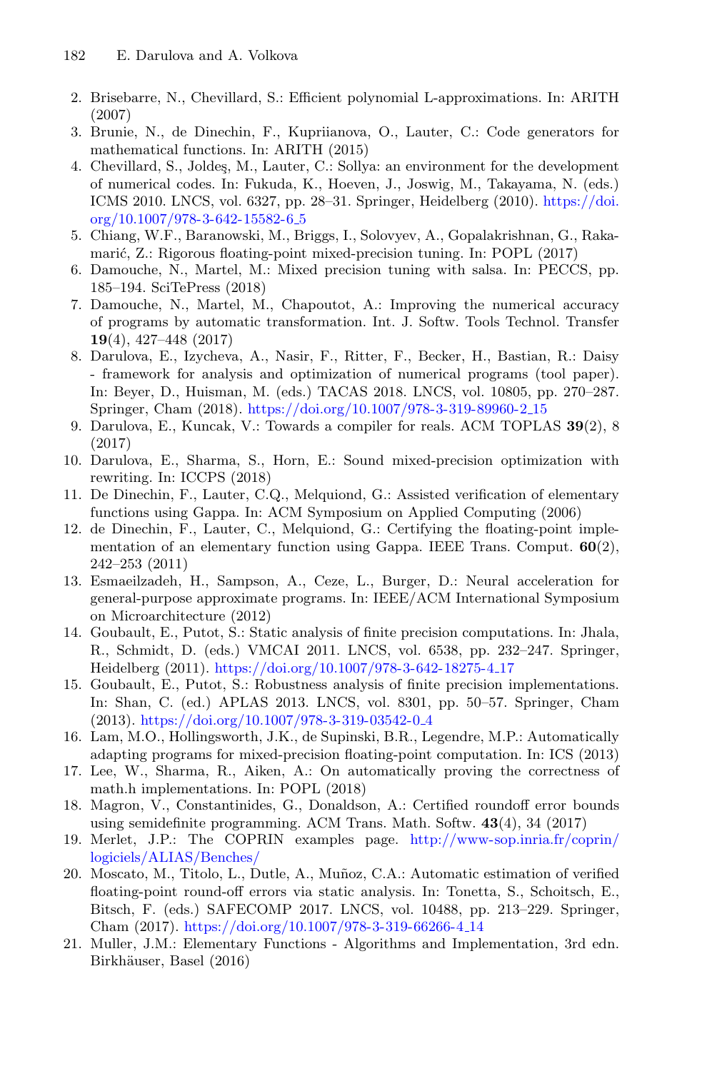2. Brisebarre, N., Chevillard, S.: Efficient polynomial L-approximations. In: ARITH (2007)
3. Brunie, N., de Dinechin, F., Kupriianova, O., Lauter, C.: Code generators for mathematical functions. In: ARITH (2015)
4. Chevillard, S., Joldeş, M., Lauter, C.: Sollya: an environment for the development of numerical codes. In: Fukuda, K., Hoeven, J., Joswig, M., Takayama, N. (eds.) ICMS 2010. LNCS, vol. 6327, pp. 28–31. Springer, Heidelberg (2010). https://doi.org/10.1007/978-3-642-15582-6_5
5. Chiang, W.F., Baranowski, M., Briggs, I., Solovyev, A., Gopalakrishnan, G., Rakamarić, Z.: Rigorous floating-point mixed-precision tuning. In: POPL (2017)
6. Damouche, N., Martel, M.: Mixed precision tuning with salsa. In: PECCS, pp. 185–194. SciTePress (2018)
7. Damouche, N., Martel, M., Chapoutot, A.: Improving the numerical accuracy of programs by automatic transformation. Int. J. Softw. Tools Technol. Transfer **19**(4), 427–448 (2017)
8. Darulova, E., Izycheva, A., Nasir, F., Ritter, F., Becker, H., Bastian, R.: Daisy - framework for analysis and optimization of numerical programs (tool paper). In: Beyer, D., Huisman, M. (eds.) TACAS 2018. LNCS, vol. 10805, pp. 270–287. Springer, Cham (2018). https://doi.org/10.1007/978-3-319-89960-2_15
9. Darulova, E., Kuncak, V.: Towards a compiler for reals. ACM TOPLAS **39**(2), 8 (2017)
10. Darulova, E., Sharma, S., Horn, E.: Sound mixed-precision optimization with rewriting. In: ICCPS (2018)
11. De Dinechin, F., Lauter, C.Q., Melquiond, G.: Assisted verification of elementary functions using Gappa. In: ACM Symposium on Applied Computing (2006)
12. de Dinechin, F., Lauter, C., Melquiond, G.: Certifying the floating-point implementation of an elementary function using Gappa. IEEE Trans. Comput. **60**(2), 242–253 (2011)
13. Esmaeilzadeh, H., Sampson, A., Ceze, L., Burger, D.: Neural acceleration for general-purpose approximate programs. In: IEEE/ACM International Symposium on Microarchitecture (2012)
14. Goubault, E., Putot, S.: Static analysis of finite precision computations. In: Jhala, R., Schmidt, D. (eds.) VMCAI 2011. LNCS, vol. 6538, pp. 232–247. Springer, Heidelberg (2011). https://doi.org/10.1007/978-3-642-18275-4_17
15. Goubault, E., Putot, S.: Robustness analysis of finite precision implementations. In: Shan, C. (ed.) APLAS 2013. LNCS, vol. 8301, pp. 50–57. Springer, Cham (2013). https://doi.org/10.1007/978-3-319-03542-0_4
16. Lam, M.O., Hollingsworth, J.K., de Supinski, B.R., Legendre, M.P.: Automatically adapting programs for mixed-precision floating-point computation. In: ICS (2013)
17. Lee, W., Sharma, R., Aiken, A.: On automatically proving the correctness of math.h implementations. In: POPL (2018)
18. Magron, V., Constantinides, G., Donaldson, A.: Certified roundoff error bounds using semidefinite programming. ACM Trans. Math. Softw. **43**(4), 34 (2017)
19. Merlet, J.P.: The COPRIN examples page. http://www-sop.inria.fr/coprin/logiciels/ALIAS/Benches/
20. Moscato, M., Titolo, L., Dutle, A., Muñoz, C.A.: Automatic estimation of verified floating-point round-off errors via static analysis. In: Tonetta, S., Schoitsch, E., Bitsch, F. (eds.) SAFECOMP 2017. LNCS, vol. 10488, pp. 213–229. Springer, Cham (2017). https://doi.org/10.1007/978-3-319-66266-4_14
21. Muller, J.M.: Elementary Functions - Algorithms and Implementation, 3rd edn. Birkhäuser, Basel (2016)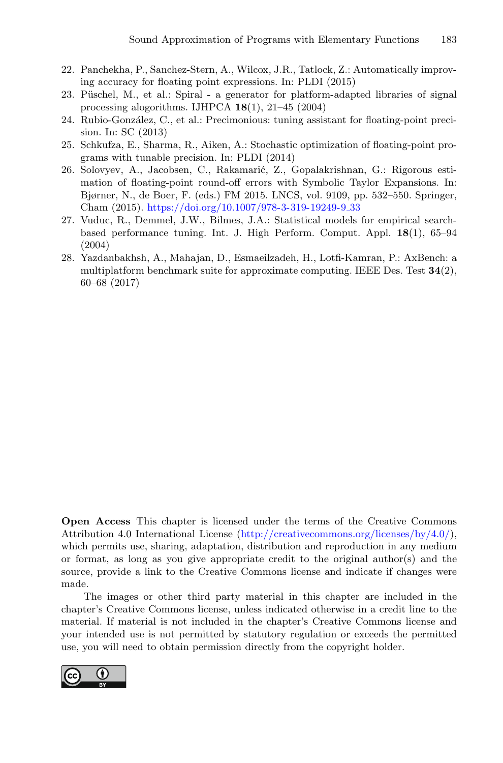22. Panchekha, P., Sanchez-Stern, A., Wilcox, J.R., Tatlock, Z.: Automatically improving accuracy for floating point expressions. In: PLDI (2015)
23. Püschel, M., et al.: Spiral - a generator for platform-adapted libraries of signal processing alogorithms. IJHPCA **18**(1), 21–45 (2004)
24. Rubio-González, C., et al.: Precimonious: tuning assistant for floating-point precision. In: SC (2013)
25. Schkufza, E., Sharma, R., Aiken, A.: Stochastic optimization of floating-point programs with tunable precision. In: PLDI (2014)
26. Solovyev, A., Jacobsen, C., Rakamarić, Z., Gopalakrishnan, G.: Rigorous estimation of floating-point round-off errors with Symbolic Taylor Expansions. In: Bjørner, N., de Boer, F. (eds.) FM 2015. LNCS, vol. 9109, pp. 532–550. Springer, Cham (2015). https://doi.org/10.1007/978-3-319-19249-9_33
27. Vuduc, R., Demmel, J.W., Bilmes, J.A.: Statistical models for empirical search-based performance tuning. Int. J. High Perform. Comput. Appl. **18**(1), 65–94 (2004)
28. Yazdanbakhsh, A., Mahajan, D., Esmaeilzadeh, H., Lotfi-Kamran, P.: AxBench: a multiplatform benchmark suite for approximate computing. IEEE Des. Test **34**(2), 60–68 (2017)

**Open Access** This chapter is licensed under the terms of the Creative Commons Attribution 4.0 International License (http://creativecommons.org/licenses/by/4.0/), which permits use, sharing, adaptation, distribution and reproduction in any medium or format, as long as you give appropriate credit to the original author(s) and the source, provide a link to the Creative Commons license and indicate if changes were made.

The images or other third party material in this chapter are included in the chapter's Creative Commons license, unless indicated otherwise in a credit line to the material. If material is not included in the chapter's Creative Commons license and your intended use is not permitted by statutory regulation or exceeds the permitted use, you will need to obtain permission directly from the copyright holder.